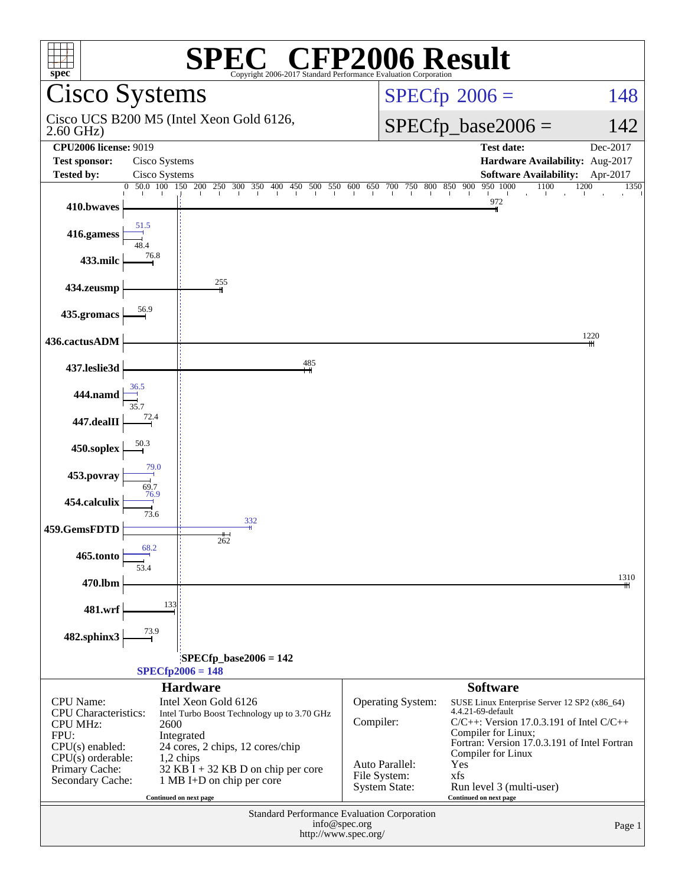# SPEC® CFP2006 Result

Copyright 2006-2017 Standard Performance Evaluation Corporation

## Cisco Systems

Cisco UCS B200 M5 (Intel Xeon Gold 6126, 2.60 GHz)

**SPECfp 2006 = 148**

**SPECfp_base2006 = 142**

| | | | |
|---|---|---|---|
| **CPU2006 license:** 9019 | | **Test date:** | Dec-2017 |
| **Test sponsor:** | Cisco Systems | **Hardware Availability:** | Aug-2017 |
| **Tested by:** | Cisco Systems | **Software Availability:** | Apr-2017 |

| Benchmark | Peak | Base |
|---|---|---|
| 410.bwaves | | 972 |
| 416.gamess | 51.5 | 48.4 |
| 433.milc | | 76.8 |
| 434.zeusmp | | 255 |
| 435.gromacs | | 56.9 |
| 436.cactusADM | | 1220 |
| 437.leslie3d | | 485 |
| 444.namd | 36.5 | 35.7 |
| 447.dealII | | 72.4 |
| 450.soplex | | 50.3 |
| 453.povray | 79.0 | 69.7 |
| 454.calculix | 76.9 | 73.6 |
| 459.GemsFDTD | 332 | 262 |
| 465.tonto | 68.2 | 53.4 |
| 470.lbm | | 1310 |
| 481.wrf | | 133 |
| 482.sphinx3 | | 73.9 |

SPECfp_base2006 = 142

SPECfp2006 = 148

### Hardware

| | |
|---|---|
| CPU Name: | Intel Xeon Gold 6126 |
| CPU Characteristics: | Intel Turbo Boost Technology up to 3.70 GHz |
| CPU MHz: | 2600 |
| FPU: | Integrated |
| CPU(s) enabled: | 24 cores, 2 chips, 12 cores/chip |
| CPU(s) orderable: | 1,2 chips |
| Primary Cache: | 32 KB I + 32 KB D on chip per core |
| Secondary Cache: | 1 MB I+D on chip per core |

Continued on next page

### Software

| | |
|---|---|
| Operating System: | SUSE Linux Enterprise Server 12 SP2 (x86_64) 4.4.21-69-default |
| Compiler: | C/C++: Version 17.0.3.191 of Intel C/C++ Compiler for Linux; Fortran: Version 17.0.3.191 of Intel Fortran Compiler for Linux |
| Auto Parallel: | Yes |
| File System: | xfs |
| System State: | Run level 3 (multi-user) |

Continued on next page

Standard Performance Evaluation Corporation
info@spec.org
http://www.spec.org/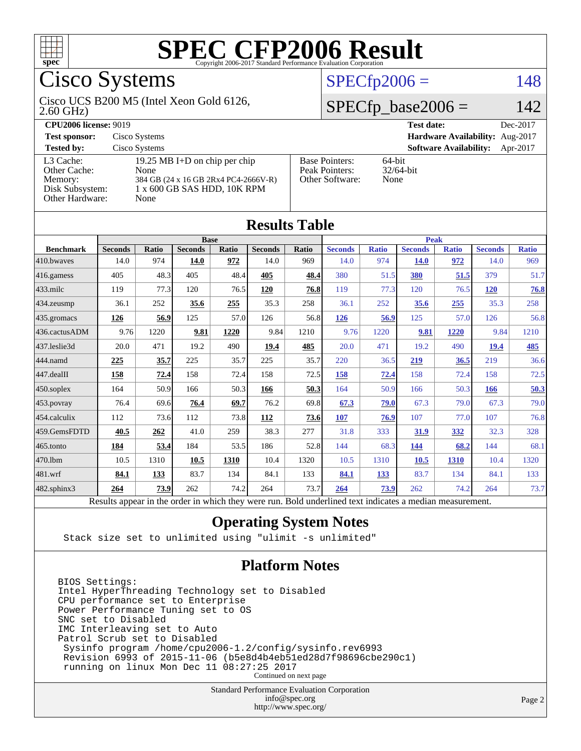# SPEC CFP2006 Result

Copyright 2006-2017 Standard Performance Evaluation Corporation

## Cisco Systems

Cisco UCS B200 M5 (Intel Xeon Gold 6126, 2.60 GHz)

SPECfp2006 = 148

SPECfp_base2006 = 142

| | | | |
|---|---|---|---|
| **CPU2006 license:** 9019 | | **Test date:** | Dec-2017 |
| **Test sponsor:** | Cisco Systems | **Hardware Availability:** | Aug-2017 |
| **Tested by:** | Cisco Systems | **Software Availability:** | Apr-2017 |

| | |
|---|---|
| L3 Cache: | 19.25 MB I+D on chip per chip |
| Other Cache: | None |
| Memory: | 384 GB (24 x 16 GB 2Rx4 PC4-2666V-R) |
| Disk Subsystem: | 1 x 600 GB SAS HDD, 10K RPM |
| Other Hardware: | None |

| | |
|---|---|
| Base Pointers: | 64-bit |
| Peak Pointers: | 32/64-bit |
| Other Software: | None |

## Results Table

| Benchmark | Base | | | | | | Peak | | | | | |
|---|---|---|---|---|---|---|---|---|---|---|---|---|
| | Seconds | Ratio | Seconds | Ratio | Seconds | Ratio | Seconds | Ratio | Seconds | Ratio | Seconds | Ratio |
| 410.bwaves | 14.0 | 974 | **14.0** | **972** | 14.0 | 969 | 14.0 | 974 | **14.0** | **972** | 14.0 | 969 |
| 416.gamess | 405 | 48.3 | 405 | 48.4 | **405** | **48.4** | 380 | 51.5 | **380** | **51.5** | 379 | 51.7 |
| 433.milc | 119 | 77.3 | 120 | 76.5 | **120** | **76.8** | 119 | 77.3 | 120 | 76.5 | **120** | **76.8** |
| 434.zeusmp | 36.1 | 252 | **35.6** | **255** | 35.3 | 258 | 36.1 | 252 | **35.6** | **255** | 35.3 | 258 |
| 435.gromacs | **126** | **56.9** | 125 | 57.0 | 126 | 56.8 | **126** | **56.9** | 125 | 57.0 | 126 | 56.8 |
| 436.cactusADM | 9.76 | 1220 | **9.81** | **1220** | 9.84 | 1210 | 9.76 | 1220 | **9.81** | **1220** | 9.84 | 1210 |
| 437.leslie3d | 20.0 | 471 | 19.2 | 490 | **19.4** | **485** | 20.0 | 471 | 19.2 | 490 | **19.4** | **485** |
| 444.namd | **225** | **35.7** | 225 | 35.7 | 225 | 35.7 | 220 | 36.5 | **219** | **36.5** | 219 | 36.6 |
| 447.dealII | **158** | **72.4** | 158 | 72.4 | 158 | 72.5 | **158** | **72.4** | 158 | 72.4 | 158 | 72.5 |
| 450.soplex | 164 | 50.9 | 166 | 50.3 | **166** | **50.3** | 164 | 50.9 | 166 | 50.3 | **166** | **50.3** |
| 453.povray | 76.4 | 69.6 | **76.4** | **69.7** | 76.2 | 69.8 | **67.3** | **79.0** | 67.3 | 79.0 | 67.3 | 79.0 |
| 454.calculix | 112 | 73.6 | 112 | 73.8 | **112** | **73.6** | **107** | **76.9** | 107 | 77.0 | 107 | 76.8 |
| 459.GemsFDTD | **40.5** | **262** | 41.0 | 259 | 38.3 | 277 | 31.8 | 333 | **31.9** | **332** | 32.3 | 328 |
| 465.tonto | **184** | **53.4** | 184 | 53.5 | 186 | 52.8 | 144 | 68.3 | **144** | **68.2** | 144 | 68.1 |
| 470.lbm | 10.5 | 1310 | **10.5** | **1310** | 10.4 | 1320 | 10.5 | 1310 | **10.5** | **1310** | 10.4 | 1320 |
| 481.wrf | **84.1** | **133** | 83.7 | 134 | 84.1 | 133 | **84.1** | **133** | 83.7 | 134 | 84.1 | 133 |
| 482.sphinx3 | **264** | **73.9** | 262 | 74.2 | 264 | 73.7 | **264** | **73.9** | 262 | 74.2 | 264 | 73.7 |

Results appear in the order in which they were run. Bold underlined text indicates a median measurement.

## Operating System Notes

```
Stack size set to unlimited using "ulimit -s unlimited"
```

## Platform Notes

```
BIOS Settings:
Intel HyperThreading Technology set to Disabled
CPU performance set to Enterprise
Power Performance Tuning set to OS
SNC set to Disabled
IMC Interleaving set to Auto
Patrol Scrub set to Disabled
 Sysinfo program /home/cpu2006-1.2/config/sysinfo.rev6993
 Revision 6993 of 2015-11-06 (b5e8d4b4eb51ed28d7f98696cbe290c1)
 running on linux Mon Dec 11 08:27:25 2017
```

Continued on next page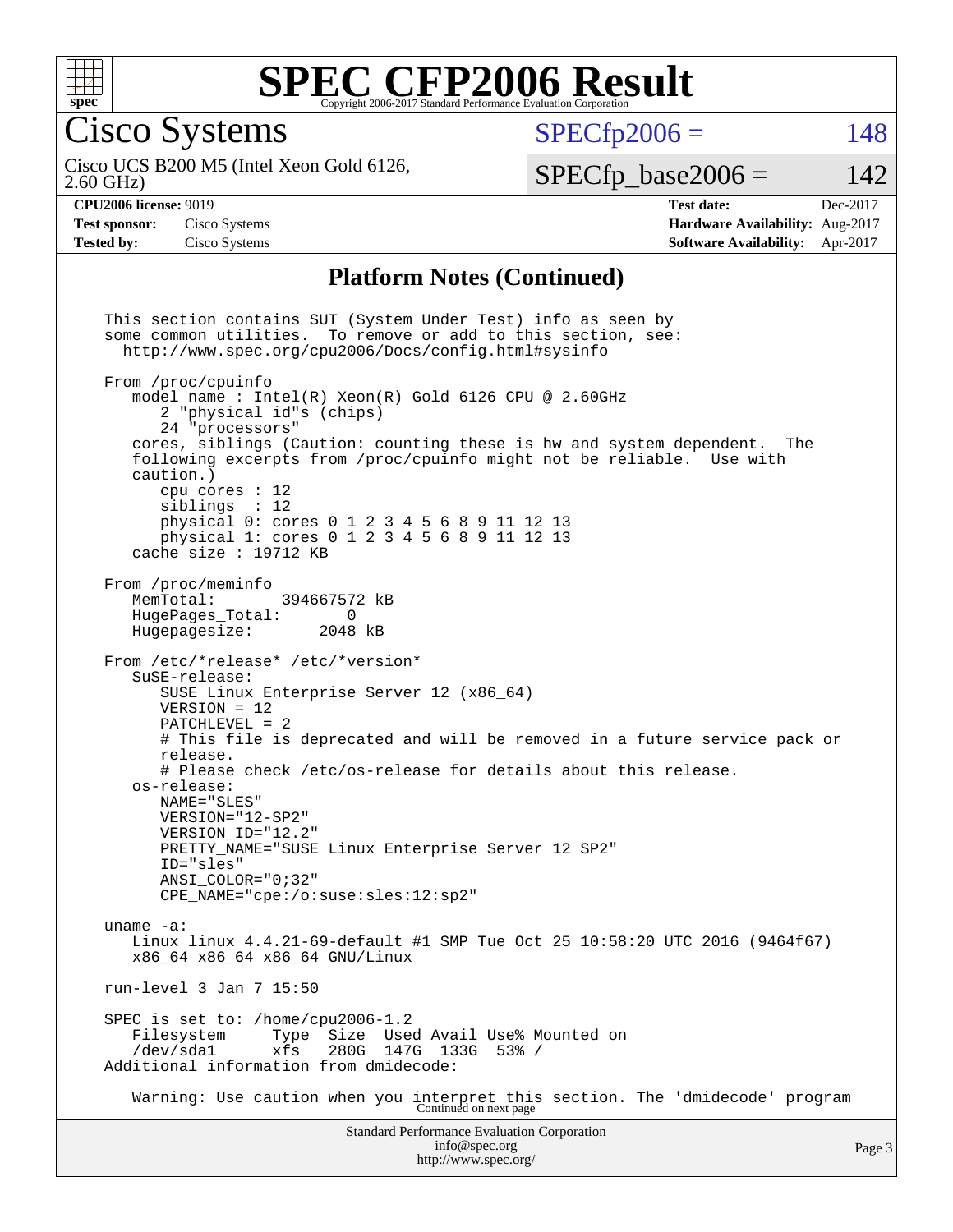# SPEC CFP2006 Result

Copyright 2006-2017 Standard Performance Evaluation Corporation

## Cisco Systems

Cisco UCS B200 M5 (Intel Xeon Gold 6126, 2.60 GHz)

SPECfp2006 = 148

SPECfp_base2006 = 142

| | | | |
|---|---|---|---|
| **CPU2006 license:** 9019 | | **Test date:** | Dec-2017 |
| **Test sponsor:** | Cisco Systems | **Hardware Availability:** | Aug-2017 |
| **Tested by:** | Cisco Systems | **Software Availability:** | Apr-2017 |

### Platform Notes (Continued)

```
This section contains SUT (System Under Test) info as seen by
some common utilities.  To remove or add to this section, see:
  http://www.spec.org/cpu2006/Docs/config.html#sysinfo

From /proc/cpuinfo
   model name : Intel(R) Xeon(R) Gold 6126 CPU @ 2.60GHz
      2 "physical id"s (chips)
      24 "processors"
   cores, siblings (Caution: counting these is hw and system dependent.  The
   following excerpts from /proc/cpuinfo might not be reliable.  Use with
   caution.)
      cpu cores : 12
      siblings  : 12
      physical 0: cores 0 1 2 3 4 5 6 8 9 11 12 13
      physical 1: cores 0 1 2 3 4 5 6 8 9 11 12 13
   cache size : 19712 KB

From /proc/meminfo
   MemTotal:       394667572 kB
   HugePages_Total:       0
   Hugepagesize:       2048 kB

From /etc/*release* /etc/*version*
   SuSE-release:
      SUSE Linux Enterprise Server 12 (x86_64)
      VERSION = 12
      PATCHLEVEL = 2
      # This file is deprecated and will be removed in a future service pack or
      release.
      # Please check /etc/os-release for details about this release.
   os-release:
      NAME="SLES"
      VERSION="12-SP2"
      VERSION_ID="12.2"
      PRETTY_NAME="SUSE Linux Enterprise Server 12 SP2"
      ID="sles"
      ANSI_COLOR="0;32"
      CPE_NAME="cpe:/o:suse:sles:12:sp2"

uname -a:
   Linux linux 4.4.21-69-default #1 SMP Tue Oct 25 10:58:20 UTC 2016 (9464f67)
   x86_64 x86_64 x86_64 GNU/Linux

run-level 3 Jan 7 15:50

SPEC is set to: /home/cpu2006-1.2
   Filesystem     Type  Size  Used Avail Use% Mounted on
   /dev/sda1      xfs   280G  147G  133G  53% /
Additional information from dmidecode:

   Warning: Use caution when you interpret this section. The 'dmidecode' program
```

Continued on next page

Standard Performance Evaluation Corporation
info@spec.org
http://www.spec.org/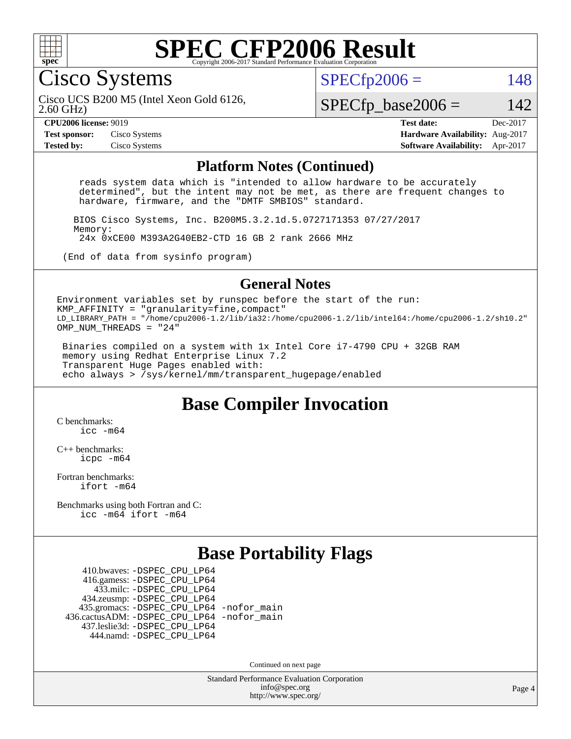# SPEC CFP2006 Result

Copyright 2006-2017 Standard Performance Evaluation Corporation

## Cisco Systems

Cisco UCS B200 M5 (Intel Xeon Gold 6126, 2.60 GHz)

SPECfp2006 = 148

SPECfp_base2006 = 142

| | | | |
|---|---|---|---|
| **CPU2006 license:** 9019 | | **Test date:** | Dec-2017 |
| **Test sponsor:** | Cisco Systems | **Hardware Availability:** | Aug-2017 |
| **Tested by:** | Cisco Systems | **Software Availability:** | Apr-2017 |

### Platform Notes (Continued)

```
   reads system data which is "intended to allow hardware to be accurately
   determined", but the intent may not be met, as there are frequent changes to
   hardware, firmware, and the "DMTF SMBIOS" standard.

  BIOS Cisco Systems, Inc. B200M5.3.2.1d.5.0727171353 07/27/2017
  Memory:
   24x 0xCE00 M393A2G40EB2-CTD 16 GB 2 rank 2666 MHz

(End of data from sysinfo program)
```

### General Notes

```
Environment variables set by runspec before the start of the run:
KMP_AFFINITY = "granularity=fine,compact"
LD_LIBRARY_PATH = "/home/cpu2006-1.2/lib/ia32:/home/cpu2006-1.2/lib/intel64:/home/cpu2006-1.2/sh10.2"
OMP_NUM_THREADS = "24"

 Binaries compiled on a system with 1x Intel Core i7-4790 CPU + 32GB RAM
 memory using Redhat Enterprise Linux 7.2
 Transparent Huge Pages enabled with:
 echo always > /sys/kernel/mm/transparent_hugepage/enabled
```

## Base Compiler Invocation

C benchmarks:
    icc -m64

C++ benchmarks:
    icpc -m64

Fortran benchmarks:
    ifort -m64

Benchmarks using both Fortran and C:
    icc -m64 ifort -m64

## Base Portability Flags

```
     410.bwaves: -DSPEC_CPU_LP64
     416.gamess: -DSPEC_CPU_LP64
       433.milc: -DSPEC_CPU_LP64
     434.zeusmp: -DSPEC_CPU_LP64
    435.gromacs: -DSPEC_CPU_LP64 -nofor_main
 436.cactusADM: -DSPEC_CPU_LP64 -nofor_main
    437.leslie3d: -DSPEC_CPU_LP64
       444.namd: -DSPEC_CPU_LP64
```

Continued on next page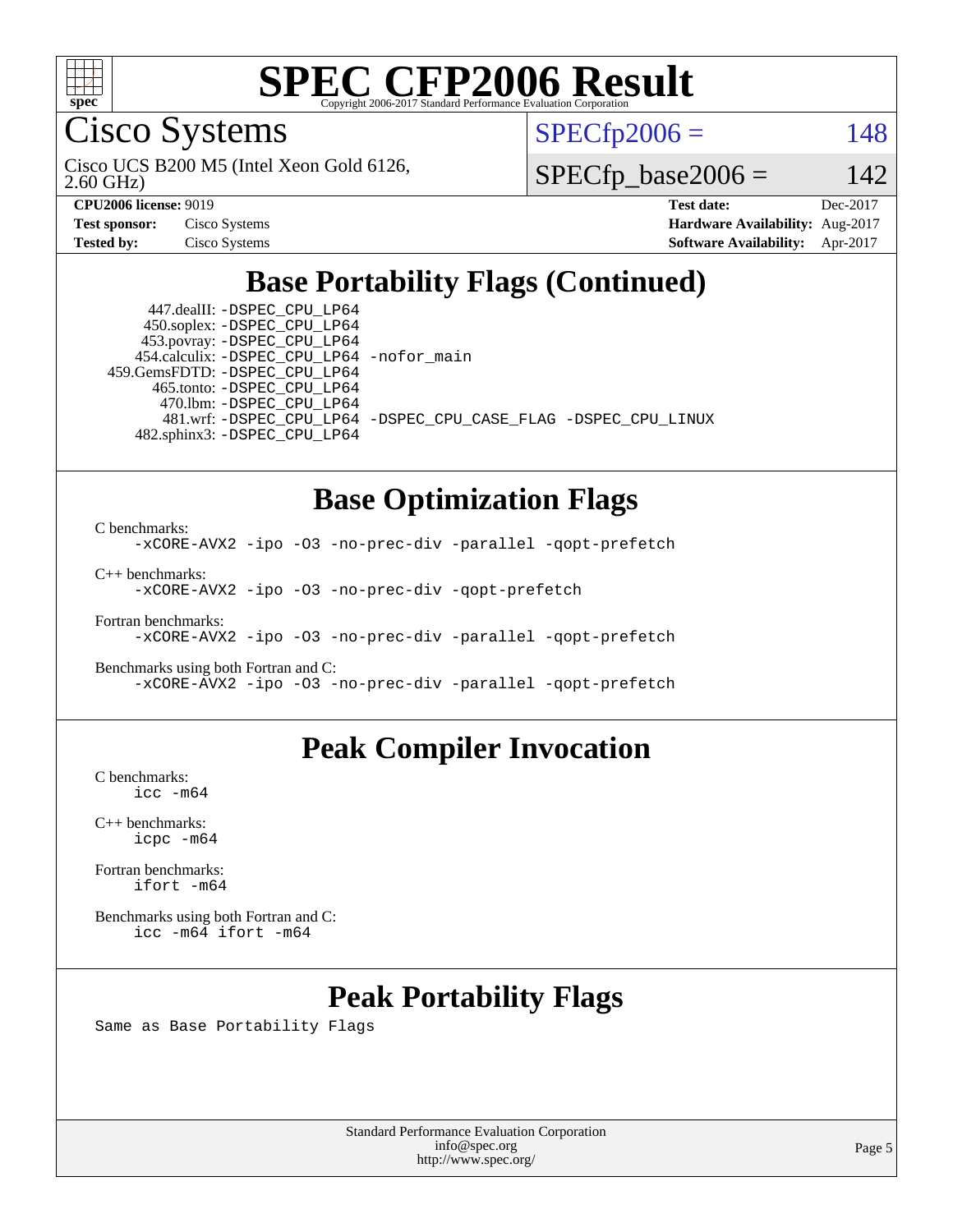# SPEC CFP2006 Result

Copyright 2006-2017 Standard Performance Evaluation Corporation

## Cisco Systems

Cisco UCS B200 M5 (Intel Xeon Gold 6126, 2.60 GHz)

SPECfp2006 = 148

SPECfp_base2006 = 142

| | | | |
|---|---|---|---|
| **CPU2006 license:** 9019 | | **Test date:** | Dec-2017 |
| **Test sponsor:** | Cisco Systems | **Hardware Availability:** | Aug-2017 |
| **Tested by:** | Cisco Systems | **Software Availability:** | Apr-2017 |

## Base Portability Flags (Continued)

```
     447.dealII: -DSPEC_CPU_LP64
     450.soplex: -DSPEC_CPU_LP64
     453.povray: -DSPEC_CPU_LP64
   454.calculix: -DSPEC_CPU_LP64 -nofor_main
459.GemsFDTD: -DSPEC_CPU_LP64
      465.tonto: -DSPEC_CPU_LP64
        470.lbm: -DSPEC_CPU_LP64
        481.wrf: -DSPEC_CPU_LP64 -DSPEC_CPU_CASE_FLAG -DSPEC_CPU_LINUX
    482.sphinx3: -DSPEC_CPU_LP64
```

## Base Optimization Flags

C benchmarks:
```
-xCORE-AVX2 -ipo -O3 -no-prec-div -parallel -qopt-prefetch
```

C++ benchmarks:
```
-xCORE-AVX2 -ipo -O3 -no-prec-div -qopt-prefetch
```

Fortran benchmarks:
```
-xCORE-AVX2 -ipo -O3 -no-prec-div -parallel -qopt-prefetch
```

Benchmarks using both Fortran and C:
```
-xCORE-AVX2 -ipo -O3 -no-prec-div -parallel -qopt-prefetch
```

## Peak Compiler Invocation

C benchmarks:
```
icc -m64
```

C++ benchmarks:
```
icpc -m64
```

Fortran benchmarks:
```
ifort -m64
```

Benchmarks using both Fortran and C:
```
icc -m64 ifort -m64
```

## Peak Portability Flags

Same as Base Portability Flags

Standard Performance Evaluation Corporation
info@spec.org
http://www.spec.org/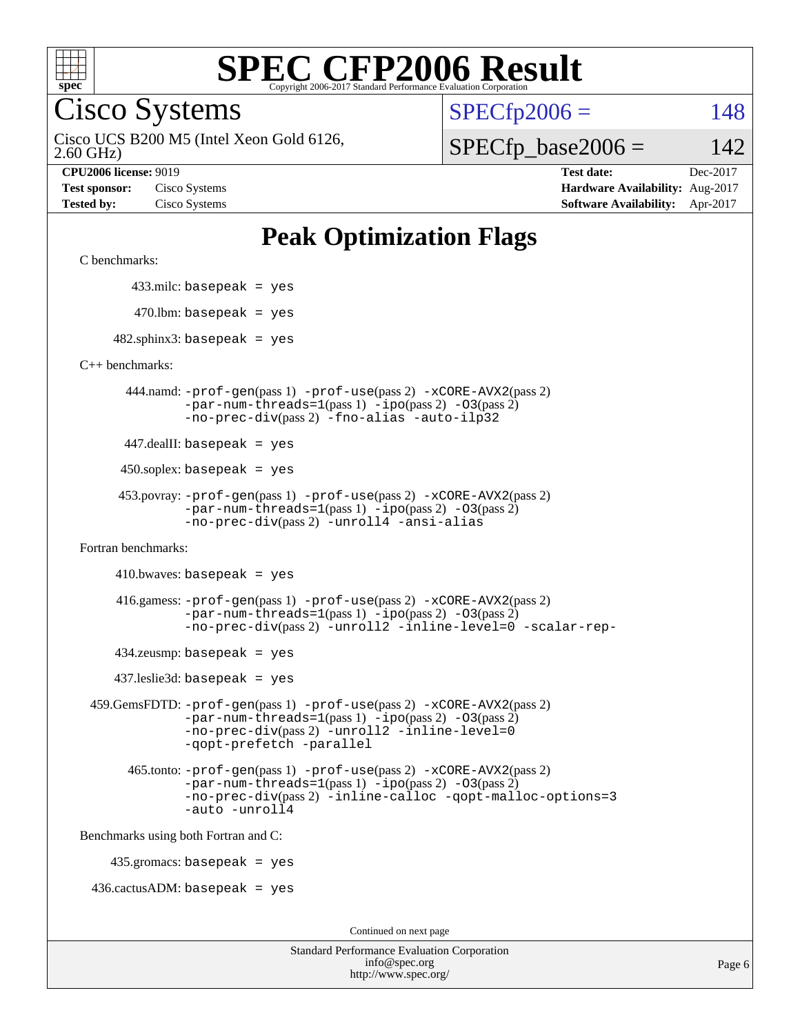# SPEC CFP2006 Result

Copyright 2006-2017 Standard Performance Evaluation Corporation

## Cisco Systems

Cisco UCS B200 M5 (Intel Xeon Gold 6126, 2.60 GHz)

SPECfp2006 = 148

SPECfp_base2006 = 142

**CPU2006 license:** 9019
**Test sponsor:** Cisco Systems
**Tested by:** Cisco Systems

**Test date:** Dec-2017
**Hardware Availability:** Aug-2017
**Software Availability:** Apr-2017

## Peak Optimization Flags

C benchmarks:

433.milc: basepeak = yes

470.lbm: basepeak = yes

482.sphinx3: basepeak = yes

C++ benchmarks:

444.namd: -prof-gen(pass 1) -prof-use(pass 2) -xCORE-AVX2(pass 2) -par-num-threads=1(pass 1) -ipo(pass 2) -O3(pass 2) -no-prec-div(pass 2) -fno-alias -auto-ilp32

447.dealII: basepeak = yes

450.soplex: basepeak = yes

453.povray: -prof-gen(pass 1) -prof-use(pass 2) -xCORE-AVX2(pass 2) -par-num-threads=1(pass 1) -ipo(pass 2) -O3(pass 2) -no-prec-div(pass 2) -unroll4 -ansi-alias

Fortran benchmarks:

410.bwaves: basepeak = yes

416.gamess: -prof-gen(pass 1) -prof-use(pass 2) -xCORE-AVX2(pass 2) -par-num-threads=1(pass 1) -ipo(pass 2) -O3(pass 2) -no-prec-div(pass 2) -unroll2 -inline-level=0 -scalar-rep-

434.zeusmp: basepeak = yes

437.leslie3d: basepeak = yes

459.GemsFDTD: -prof-gen(pass 1) -prof-use(pass 2) -xCORE-AVX2(pass 2) -par-num-threads=1(pass 1) -ipo(pass 2) -O3(pass 2) -no-prec-div(pass 2) -unroll2 -inline-level=0 -qopt-prefetch -parallel

465.tonto: -prof-gen(pass 1) -prof-use(pass 2) -xCORE-AVX2(pass 2) -par-num-threads=1(pass 1) -ipo(pass 2) -O3(pass 2) -no-prec-div(pass 2) -inline-calloc -qopt-malloc-options=3 -auto -unroll4

Benchmarks using both Fortran and C:

435.gromacs: basepeak = yes

436.cactusADM: basepeak = yes

Continued on next page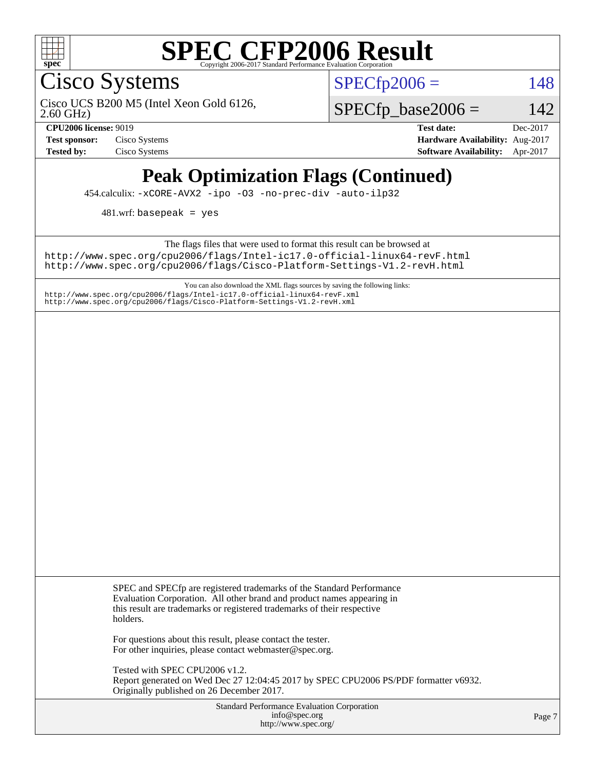# Peak Optimization Flags (Continued)

454.calculix: -xCORE-AVX2 -ipo -O3 -no-prec-div -auto-ilp32

481.wrf: basepeak = yes

The flags files that were used to format this result can be browsed at
http://www.spec.org/cpu2006/flags/Intel-ic17.0-official-linux64-revF.html
http://www.spec.org/cpu2006/flags/Cisco-Platform-Settings-V1.2-revH.html

You can also download the XML flags sources by saving the following links:
http://www.spec.org/cpu2006/flags/Intel-ic17.0-official-linux64-revF.xml
http://www.spec.org/cpu2006/flags/Cisco-Platform-Settings-V1.2-revH.xml

SPEC and SPECfp are registered trademarks of the Standard Performance Evaluation Corporation. All other brand and product names appearing in this result are trademarks or registered trademarks of their respective holders.

For questions about this result, please contact the tester.
For other inquiries, please contact webmaster@spec.org.

Tested with SPEC CPU2006 v1.2.
Report generated on Wed Dec 27 12:04:45 2017 by SPEC CPU2006 PS/PDF formatter v6932.
Originally published on 26 December 2017.